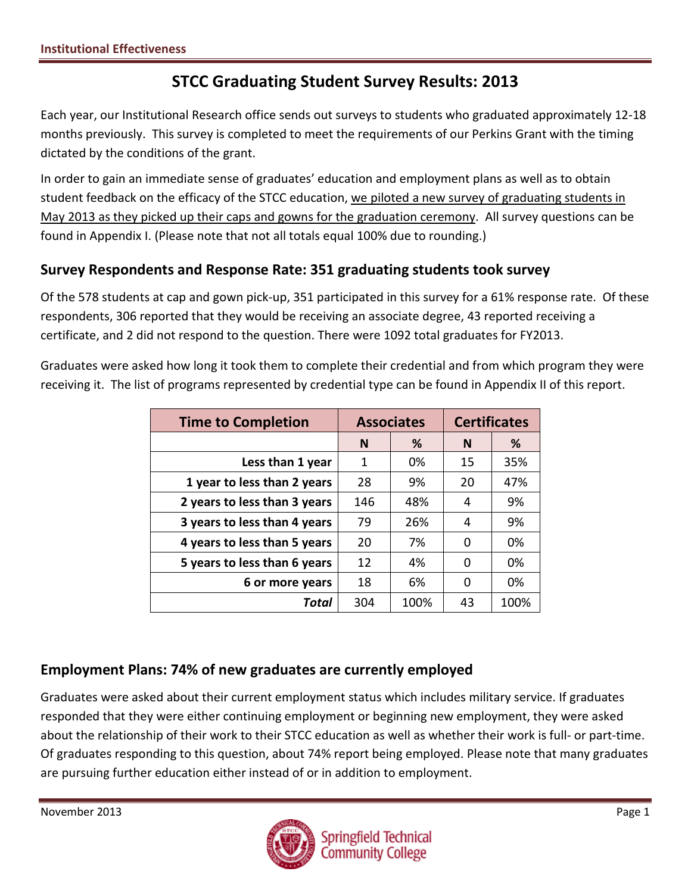Institutional Effectiveness

# STCC Graduating Student Survey Results: 2013

Each year, our Institutional Research office sends out surveys to students who graduated approximately 12-18 months previously. This survey is completed to meet the requirements of our Perkins Grant with the timing dictated by the conditions of the grant.

In order to gain an immediate sense of graduates' education and employment plans as well as to obtain student feedback on the efficacy of the STCC education, <u>we piloted a new survey of graduating students in May 2013 as they picked up their caps and gowns for the graduation ceremony</u>. All survey questions can be found in Appendix I. (Please note that not all totals equal 100% due to rounding.)

## Survey Respondents and Response Rate: 351 graduating students took survey

Of the 578 students at cap and gown pick-up, 351 participated in this survey for a 61% response rate. Of these respondents, 306 reported that they would be receiving an associate degree, 43 reported receiving a certificate, and 2 did not respond to the question. There were 1092 total graduates for FY2013.

Graduates were asked how long it took them to complete their credential and from which program they were receiving it. The list of programs represented by credential type can be found in Appendix II of this report.

| Time to Completion | Associates | | Certificates | |
|---|---|---|---|---|
| | N | % | N | % |
| Less than 1 year | 1 | 0% | 15 | 35% |
| 1 year to less than 2 years | 28 | 9% | 20 | 47% |
| 2 years to less than 3 years | 146 | 48% | 4 | 9% |
| 3 years to less than 4 years | 79 | 26% | 4 | 9% |
| 4 years to less than 5 years | 20 | 7% | 0 | 0% |
| 5 years to less than 6 years | 12 | 4% | 0 | 0% |
| 6 or more years | 18 | 6% | 0 | 0% |
| *Total* | 304 | 100% | 43 | 100% |

## Employment Plans: 74% of new graduates are currently employed

Graduates were asked about their current employment status which includes military service. If graduates responded that they were either continuing employment or beginning new employment, they were asked about the relationship of their work to their STCC education as well as whether their work is full- or part-time. Of graduates responding to this question, about 74% report being employed. Please note that many graduates are pursuing further education either instead of or in addition to employment.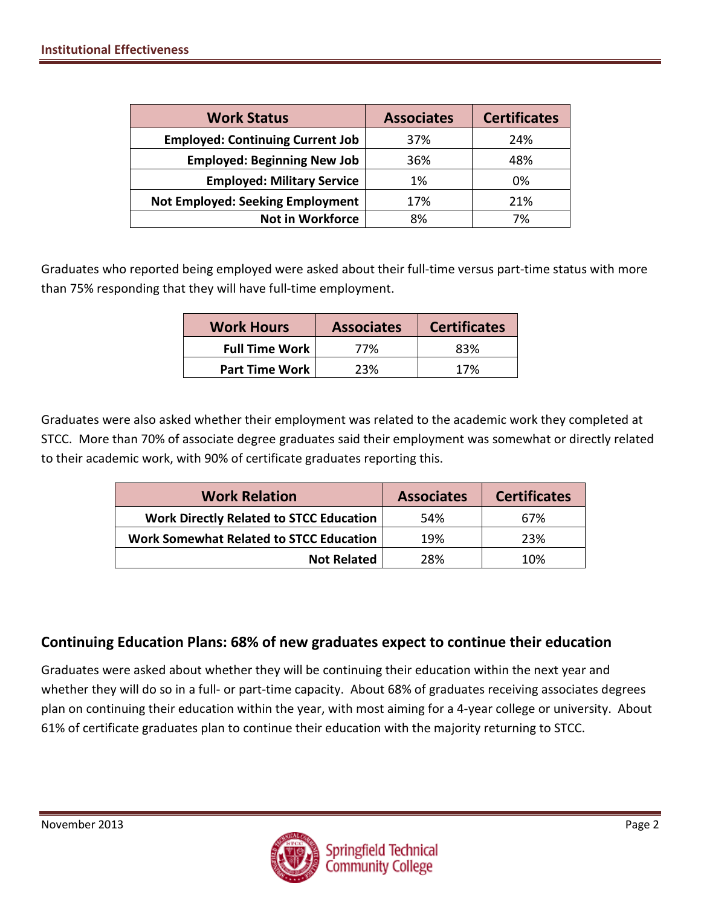| Work Status | Associates | Certificates |
|---|---|---|
| Employed: Continuing Current Job | 37% | 24% |
| Employed: Beginning New Job | 36% | 48% |
| Employed: Military Service | 1% | 0% |
| Not Employed: Seeking Employment | 17% | 21% |
| Not in Workforce | 8% | 7% |

Graduates who reported being employed were asked about their full-time versus part-time status with more than 75% responding that they will have full-time employment.

| Work Hours | Associates | Certificates |
|---|---|---|
| Full Time Work | 77% | 83% |
| Part Time Work | 23% | 17% |

Graduates were also asked whether their employment was related to the academic work they completed at STCC. More than 70% of associate degree graduates said their employment was somewhat or directly related to their academic work, with 90% of certificate graduates reporting this.

| Work Relation | Associates | Certificates |
|---|---|---|
| Work Directly Related to STCC Education | 54% | 67% |
| Work Somewhat Related to STCC Education | 19% | 23% |
| Not Related | 28% | 10% |

## Continuing Education Plans: 68% of new graduates expect to continue their education

Graduates were asked about whether they will be continuing their education within the next year and whether they will do so in a full- or part-time capacity. About 68% of graduates receiving associates degrees plan on continuing their education within the year, with most aiming for a 4-year college or university. About 61% of certificate graduates plan to continue their education with the majority returning to STCC.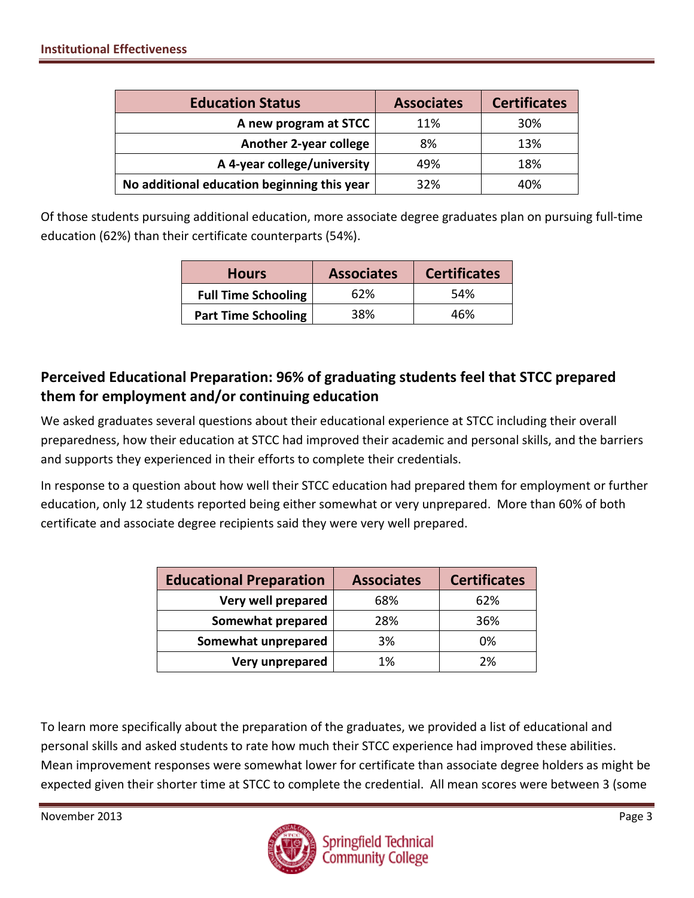| Education Status | Associates | Certificates |
| --- | --- | --- |
| A new program at STCC | 11% | 30% |
| Another 2-year college | 8% | 13% |
| A 4-year college/university | 49% | 18% |
| No additional education beginning this year | 32% | 40% |

Of those students pursuing additional education, more associate degree graduates plan on pursuing full-time education (62%) than their certificate counterparts (54%).

| Hours | Associates | Certificates |
| --- | --- | --- |
| Full Time Schooling | 62% | 54% |
| Part Time Schooling | 38% | 46% |

## Perceived Educational Preparation: 96% of graduating students feel that STCC prepared them for employment and/or continuing education

We asked graduates several questions about their educational experience at STCC including their overall preparedness, how their education at STCC had improved their academic and personal skills, and the barriers and supports they experienced in their efforts to complete their credentials.

In response to a question about how well their STCC education had prepared them for employment or further education, only 12 students reported being either somewhat or very unprepared. More than 60% of both certificate and associate degree recipients said they were very well prepared.

| Educational Preparation | Associates | Certificates |
| --- | --- | --- |
| Very well prepared | 68% | 62% |
| Somewhat prepared | 28% | 36% |
| Somewhat unprepared | 3% | 0% |
| Very unprepared | 1% | 2% |

To learn more specifically about the preparation of the graduates, we provided a list of educational and personal skills and asked students to rate how much their STCC experience had improved these abilities. Mean improvement responses were somewhat lower for certificate than associate degree holders as might be expected given their shorter time at STCC to complete the credential. All mean scores were between 3 (some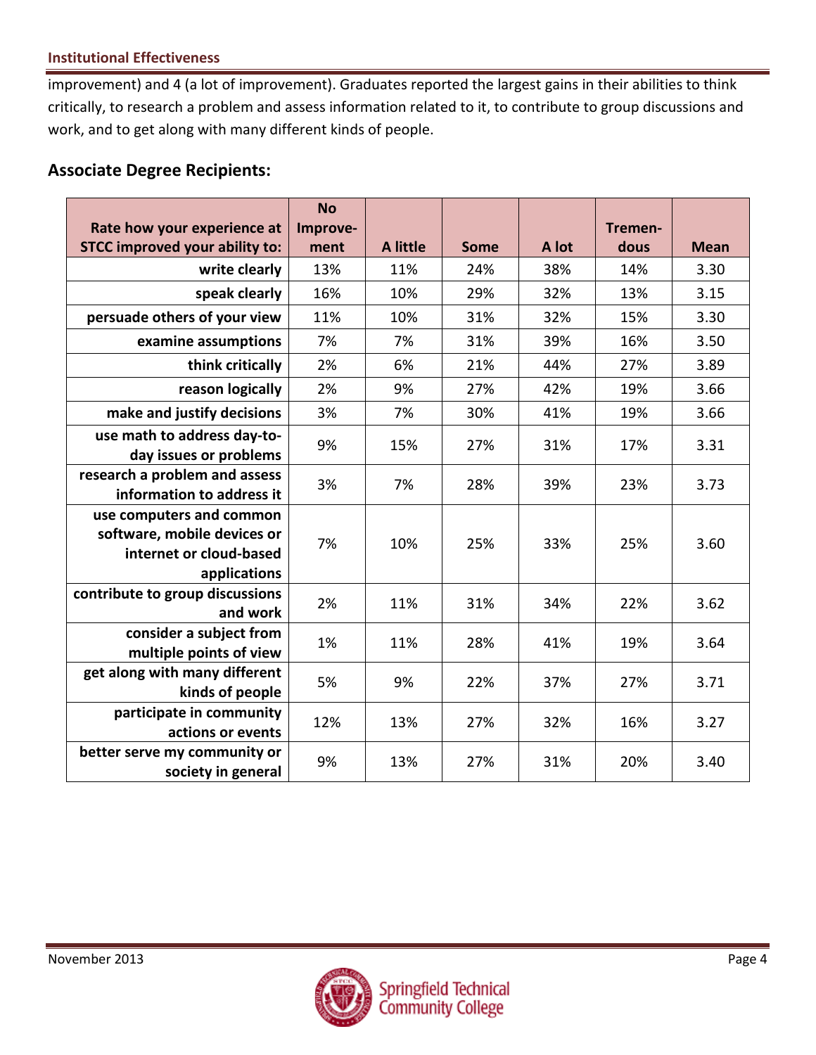improvement) and 4 (a lot of improvement). Graduates reported the largest gains in their abilities to think critically, to research a problem and assess information related to it, to contribute to group discussions and work, and to get along with many different kinds of people.

## Associate Degree Recipients:

| Rate how your experience at STCC improved your ability to: | No Improvement | A little | Some | A lot | Tremendous | Mean |
|---|---|---|---|---|---|---|
| write clearly | 13% | 11% | 24% | 38% | 14% | 3.30 |
| speak clearly | 16% | 10% | 29% | 32% | 13% | 3.15 |
| persuade others of your view | 11% | 10% | 31% | 32% | 15% | 3.30 |
| examine assumptions | 7% | 7% | 31% | 39% | 16% | 3.50 |
| think critically | 2% | 6% | 21% | 44% | 27% | 3.89 |
| reason logically | 2% | 9% | 27% | 42% | 19% | 3.66 |
| make and justify decisions | 3% | 7% | 30% | 41% | 19% | 3.66 |
| use math to address day-to-day issues or problems | 9% | 15% | 27% | 31% | 17% | 3.31 |
| research a problem and assess information to address it | 3% | 7% | 28% | 39% | 23% | 3.73 |
| use computers and common software, mobile devices or internet or cloud-based applications | 7% | 10% | 25% | 33% | 25% | 3.60 |
| contribute to group discussions and work | 2% | 11% | 31% | 34% | 22% | 3.62 |
| consider a subject from multiple points of view | 1% | 11% | 28% | 41% | 19% | 3.64 |
| get along with many different kinds of people | 5% | 9% | 22% | 37% | 27% | 3.71 |
| participate in community actions or events | 12% | 13% | 27% | 32% | 16% | 3.27 |
| better serve my community or society in general | 9% | 13% | 27% | 31% | 20% | 3.40 |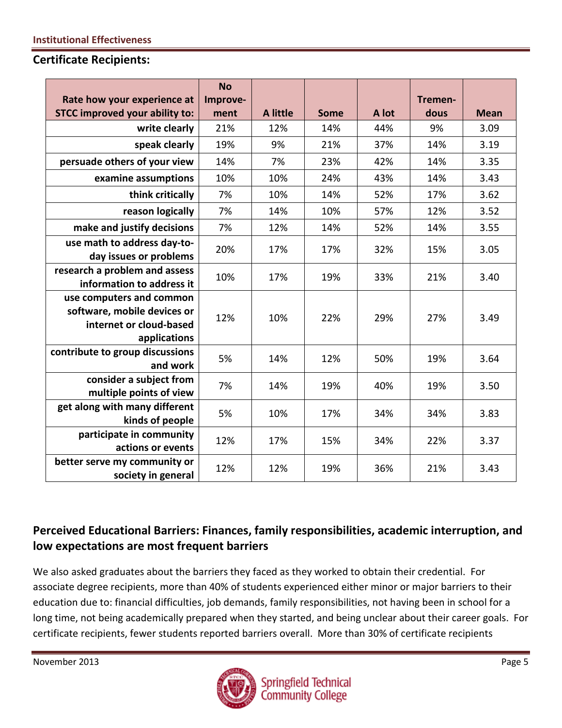## Certificate Recipients:

| Rate how your experience at STCC improved your ability to: | No Improvement | A little | Some | A lot | Tremendous | Mean |
|---|---|---|---|---|---|---|
| write clearly | 21% | 12% | 14% | 44% | 9% | 3.09 |
| speak clearly | 19% | 9% | 21% | 37% | 14% | 3.19 |
| persuade others of your view | 14% | 7% | 23% | 42% | 14% | 3.35 |
| examine assumptions | 10% | 10% | 24% | 43% | 14% | 3.43 |
| think critically | 7% | 10% | 14% | 52% | 17% | 3.62 |
| reason logically | 7% | 14% | 10% | 57% | 12% | 3.52 |
| make and justify decisions | 7% | 12% | 14% | 52% | 14% | 3.55 |
| use math to address day-to-day issues or problems | 20% | 17% | 17% | 32% | 15% | 3.05 |
| research a problem and assess information to address it | 10% | 17% | 19% | 33% | 21% | 3.40 |
| use computers and common software, mobile devices or internet or cloud-based applications | 12% | 10% | 22% | 29% | 27% | 3.49 |
| contribute to group discussions and work | 5% | 14% | 12% | 50% | 19% | 3.64 |
| consider a subject from multiple points of view | 7% | 14% | 19% | 40% | 19% | 3.50 |
| get along with many different kinds of people | 5% | 10% | 17% | 34% | 34% | 3.83 |
| participate in community actions or events | 12% | 17% | 15% | 34% | 22% | 3.37 |
| better serve my community or society in general | 12% | 12% | 19% | 36% | 21% | 3.43 |

## Perceived Educational Barriers: Finances, family responsibilities, academic interruption, and low expectations are most frequent barriers

We also asked graduates about the barriers they faced as they worked to obtain their credential. For associate degree recipients, more than 40% of students experienced either minor or major barriers to their education due to: financial difficulties, job demands, family responsibilities, not having been in school for a long time, not being academically prepared when they started, and being unclear about their career goals. For certificate recipients, fewer students reported barriers overall. More than 30% of certificate recipients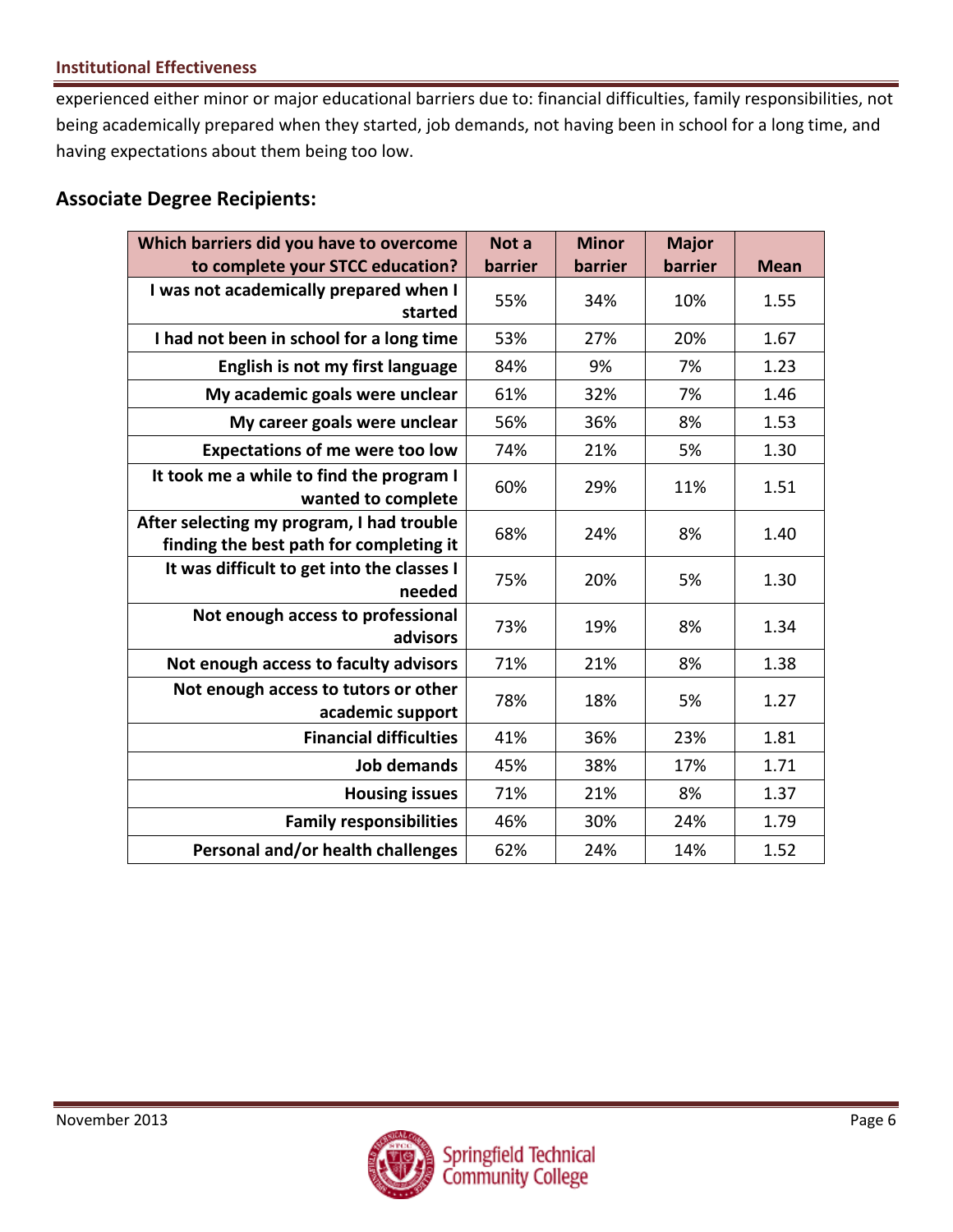experienced either minor or major educational barriers due to: financial difficulties, family responsibilities, not being academically prepared when they started, job demands, not having been in school for a long time, and having expectations about them being too low.

## Associate Degree Recipients:

| Which barriers did you have to overcome to complete your STCC education? | Not a barrier | Minor barrier | Major barrier | Mean |
|---|---|---|---|---|
| I was not academically prepared when I started | 55% | 34% | 10% | 1.55 |
| I had not been in school for a long time | 53% | 27% | 20% | 1.67 |
| English is not my first language | 84% | 9% | 7% | 1.23 |
| My academic goals were unclear | 61% | 32% | 7% | 1.46 |
| My career goals were unclear | 56% | 36% | 8% | 1.53 |
| Expectations of me were too low | 74% | 21% | 5% | 1.30 |
| It took me a while to find the program I wanted to complete | 60% | 29% | 11% | 1.51 |
| After selecting my program, I had trouble finding the best path for completing it | 68% | 24% | 8% | 1.40 |
| It was difficult to get into the classes I needed | 75% | 20% | 5% | 1.30 |
| Not enough access to professional advisors | 73% | 19% | 8% | 1.34 |
| Not enough access to faculty advisors | 71% | 21% | 8% | 1.38 |
| Not enough access to tutors or other academic support | 78% | 18% | 5% | 1.27 |
| Financial difficulties | 41% | 36% | 23% | 1.81 |
| Job demands | 45% | 38% | 17% | 1.71 |
| Housing issues | 71% | 21% | 8% | 1.37 |
| Family responsibilities | 46% | 30% | 24% | 1.79 |
| Personal and/or health challenges | 62% | 24% | 14% | 1.52 |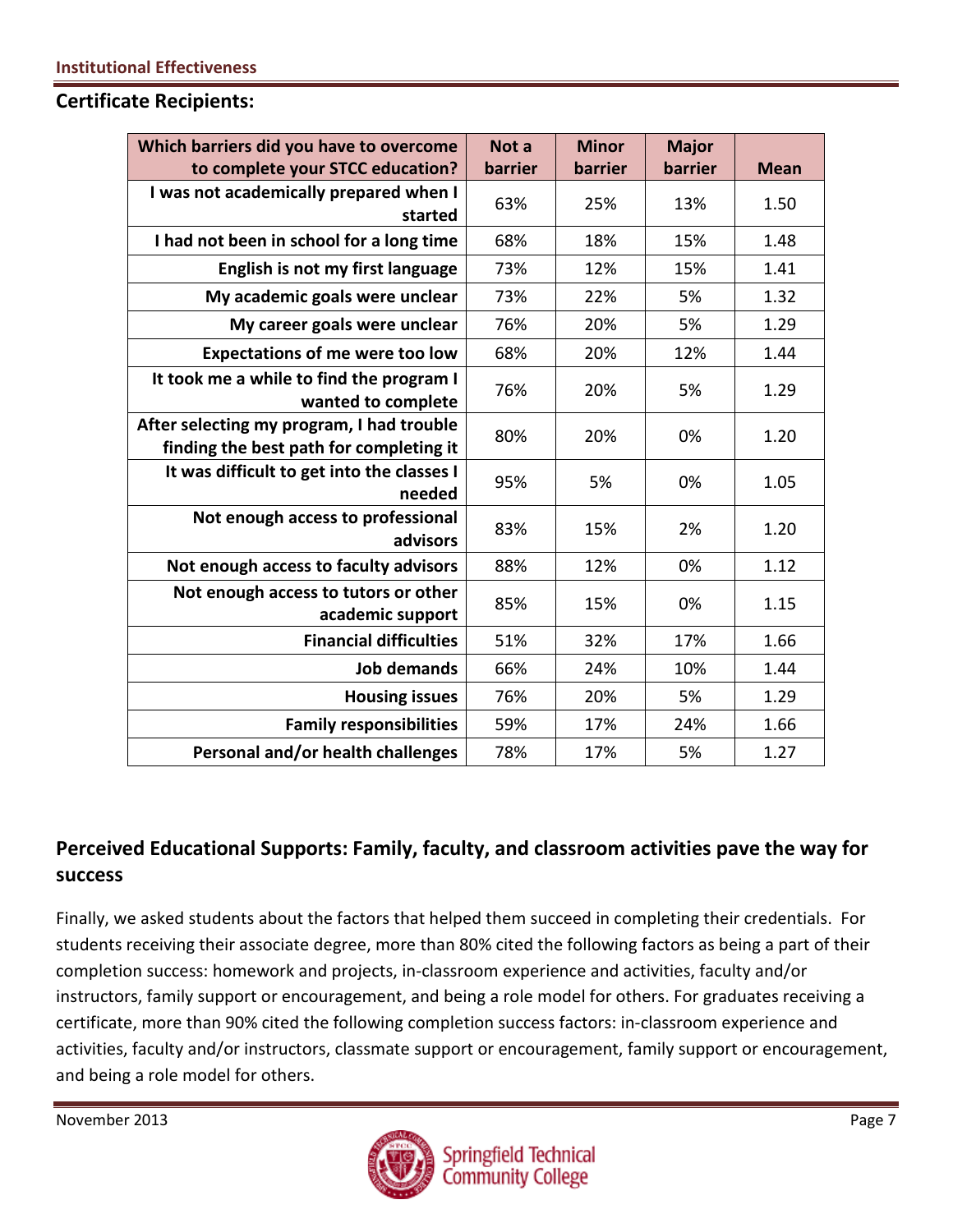## Certificate Recipients:

| Which barriers did you have to overcome to complete your STCC education? | Not a barrier | Minor barrier | Major barrier | Mean |
|---|---|---|---|---|
| I was not academically prepared when I started | 63% | 25% | 13% | 1.50 |
| I had not been in school for a long time | 68% | 18% | 15% | 1.48 |
| English is not my first language | 73% | 12% | 15% | 1.41 |
| My academic goals were unclear | 73% | 22% | 5% | 1.32 |
| My career goals were unclear | 76% | 20% | 5% | 1.29 |
| Expectations of me were too low | 68% | 20% | 12% | 1.44 |
| It took me a while to find the program I wanted to complete | 76% | 20% | 5% | 1.29 |
| After selecting my program, I had trouble finding the best path for completing it | 80% | 20% | 0% | 1.20 |
| It was difficult to get into the classes I needed | 95% | 5% | 0% | 1.05 |
| Not enough access to professional advisors | 83% | 15% | 2% | 1.20 |
| Not enough access to faculty advisors | 88% | 12% | 0% | 1.12 |
| Not enough access to tutors or other academic support | 85% | 15% | 0% | 1.15 |
| Financial difficulties | 51% | 32% | 17% | 1.66 |
| Job demands | 66% | 24% | 10% | 1.44 |
| Housing issues | 76% | 20% | 5% | 1.29 |
| Family responsibilities | 59% | 17% | 24% | 1.66 |
| Personal and/or health challenges | 78% | 17% | 5% | 1.27 |

## Perceived Educational Supports: Family, faculty, and classroom activities pave the way for success

Finally, we asked students about the factors that helped them succeed in completing their credentials. For students receiving their associate degree, more than 80% cited the following factors as being a part of their completion success: homework and projects, in-classroom experience and activities, faculty and/or instructors, family support or encouragement, and being a role model for others. For graduates receiving a certificate, more than 90% cited the following completion success factors: in-classroom experience and activities, faculty and/or instructors, classmate support or encouragement, family support or encouragement, and being a role model for others.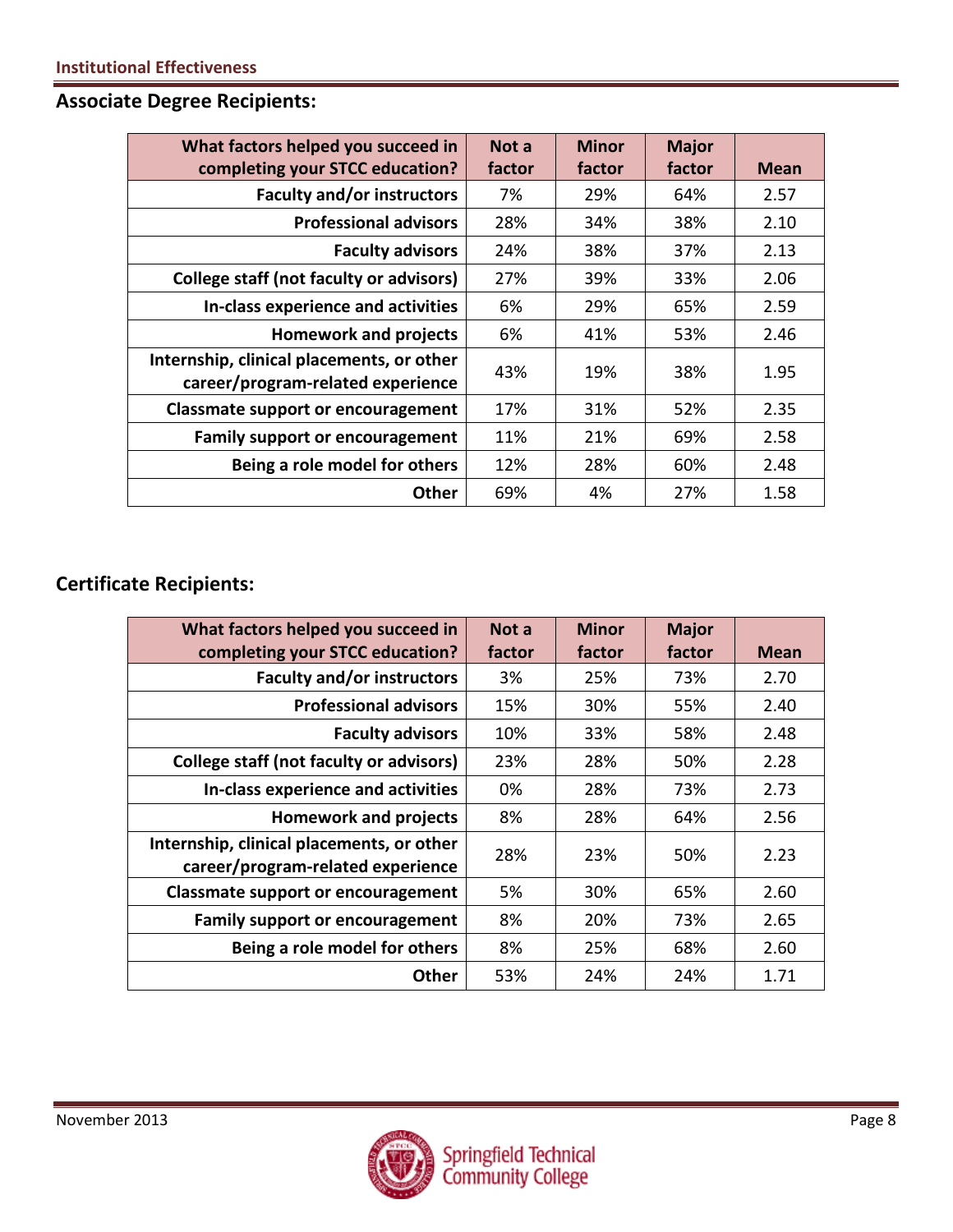## Associate Degree Recipients:

| What factors helped you succeed in completing your STCC education? | Not a factor | Minor factor | Major factor | Mean |
|---|---|---|---|---|
| Faculty and/or instructors | 7% | 29% | 64% | 2.57 |
| Professional advisors | 28% | 34% | 38% | 2.10 |
| Faculty advisors | 24% | 38% | 37% | 2.13 |
| College staff (not faculty or advisors) | 27% | 39% | 33% | 2.06 |
| In-class experience and activities | 6% | 29% | 65% | 2.59 |
| Homework and projects | 6% | 41% | 53% | 2.46 |
| Internship, clinical placements, or other career/program-related experience | 43% | 19% | 38% | 1.95 |
| Classmate support or encouragement | 17% | 31% | 52% | 2.35 |
| Family support or encouragement | 11% | 21% | 69% | 2.58 |
| Being a role model for others | 12% | 28% | 60% | 2.48 |
| Other | 69% | 4% | 27% | 1.58 |

## Certificate Recipients:

| What factors helped you succeed in completing your STCC education? | Not a factor | Minor factor | Major factor | Mean |
|---|---|---|---|---|
| Faculty and/or instructors | 3% | 25% | 73% | 2.70 |
| Professional advisors | 15% | 30% | 55% | 2.40 |
| Faculty advisors | 10% | 33% | 58% | 2.48 |
| College staff (not faculty or advisors) | 23% | 28% | 50% | 2.28 |
| In-class experience and activities | 0% | 28% | 73% | 2.73 |
| Homework and projects | 8% | 28% | 64% | 2.56 |
| Internship, clinical placements, or other career/program-related experience | 28% | 23% | 50% | 2.23 |
| Classmate support or encouragement | 5% | 30% | 65% | 2.60 |
| Family support or encouragement | 8% | 20% | 73% | 2.65 |
| Being a role model for others | 8% | 25% | 68% | 2.60 |
| Other | 53% | 24% | 24% | 1.71 |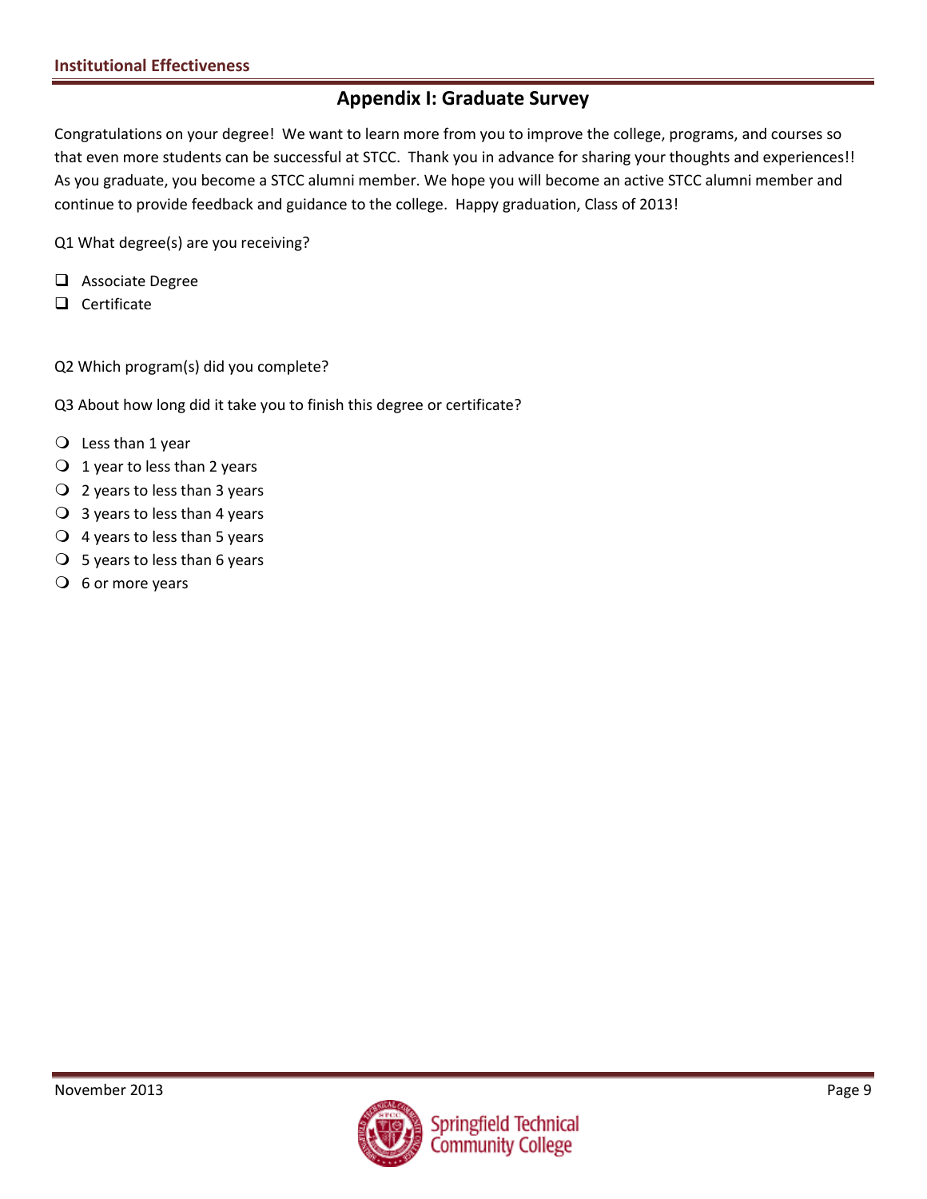## Appendix I: Graduate Survey

Congratulations on your degree! We want to learn more from you to improve the college, programs, and courses so that even more students can be successful at STCC. Thank you in advance for sharing your thoughts and experiences!! As you graduate, you become a STCC alumni member. We hope you will become an active STCC alumni member and continue to provide feedback and guidance to the college. Happy graduation, Class of 2013!

Q1 What degree(s) are you receiving?

- ❑ Associate Degree
- ❑ Certificate

Q2 Which program(s) did you complete?

Q3 About how long did it take you to finish this degree or certificate?

- ○ Less than 1 year
- ○ 1 year to less than 2 years
- ○ 2 years to less than 3 years
- ○ 3 years to less than 4 years
- ○ 4 years to less than 5 years
- ○ 5 years to less than 6 years
- ○ 6 or more years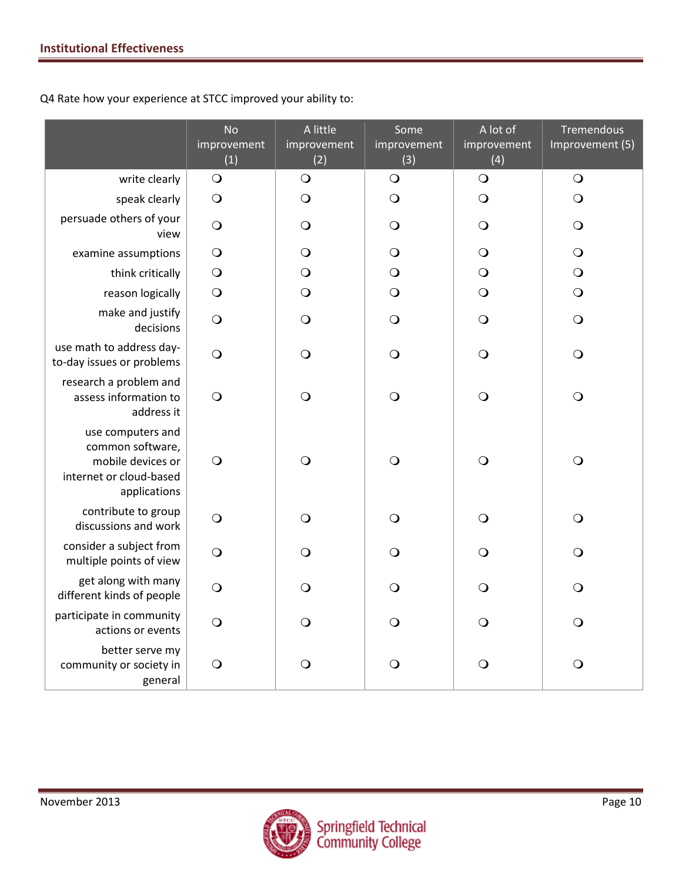Q4 Rate how your experience at STCC improved your ability to:

| | No improvement (1) | A little improvement (2) | Some improvement (3) | A lot of improvement (4) | Tremendous Improvement (5) |
|---|---|---|---|---|---|
| write clearly | ❍ | ❍ | ❍ | ❍ | ❍ |
| speak clearly | ❍ | ❍ | ❍ | ❍ | ❍ |
| persuade others of your view | ❍ | ❍ | ❍ | ❍ | ❍ |
| examine assumptions | ❍ | ❍ | ❍ | ❍ | ❍ |
| think critically | ❍ | ❍ | ❍ | ❍ | ❍ |
| reason logically | ❍ | ❍ | ❍ | ❍ | ❍ |
| make and justify decisions | ❍ | ❍ | ❍ | ❍ | ❍ |
| use math to address day-to-day issues or problems | ❍ | ❍ | ❍ | ❍ | ❍ |
| research a problem and assess information to address it | ❍ | ❍ | ❍ | ❍ | ❍ |
| use computers and common software, mobile devices or internet or cloud-based applications | ❍ | ❍ | ❍ | ❍ | ❍ |
| contribute to group discussions and work | ❍ | ❍ | ❍ | ❍ | ❍ |
| consider a subject from multiple points of view | ❍ | ❍ | ❍ | ❍ | ❍ |
| get along with many different kinds of people | ❍ | ❍ | ❍ | ❍ | ❍ |
| participate in community actions or events | ❍ | ❍ | ❍ | ❍ | ❍ |
| better serve my community or society in general | ❍ | ❍ | ❍ | ❍ | ❍ |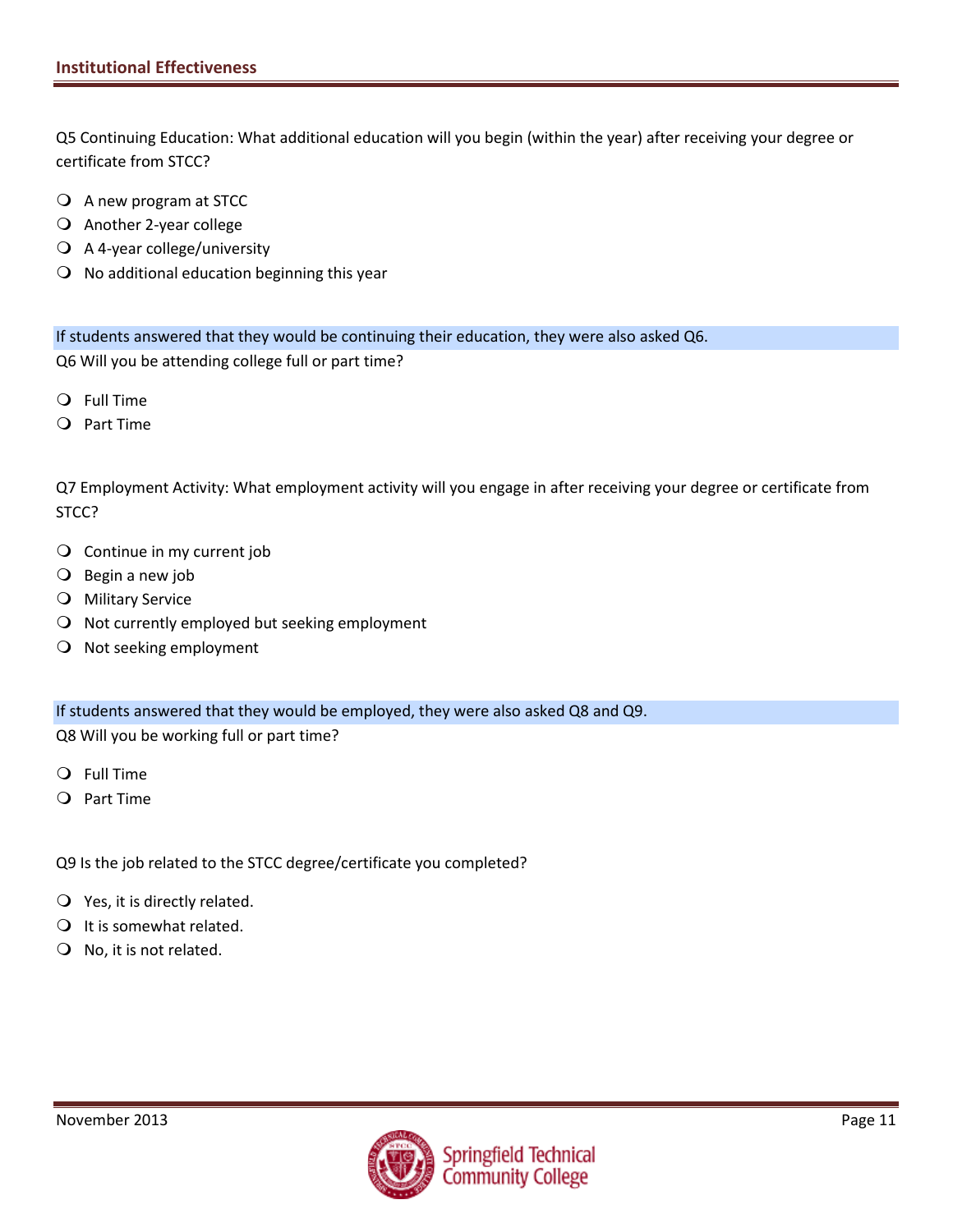Q5 Continuing Education: What additional education will you begin (within the year) after receiving your degree or certificate from STCC?

- A new program at STCC
- Another 2-year college
- A 4-year college/university
- No additional education beginning this year

If students answered that they would be continuing their education, they were also asked Q6.

Q6 Will you be attending college full or part time?

- Full Time
- Part Time

Q7 Employment Activity: What employment activity will you engage in after receiving your degree or certificate from STCC?

- Continue in my current job
- Begin a new job
- Military Service
- Not currently employed but seeking employment
- Not seeking employment

If students answered that they would be employed, they were also asked Q8 and Q9.

Q8 Will you be working full or part time?

- Full Time
- Part Time

Q9 Is the job related to the STCC degree/certificate you completed?

- Yes, it is directly related.
- It is somewhat related.
- No, it is not related.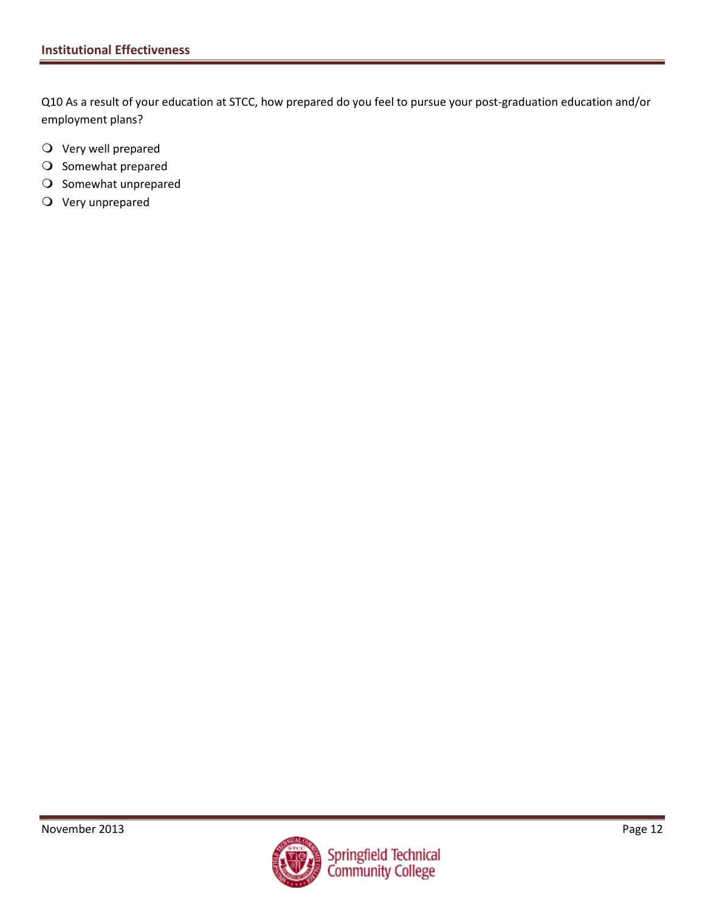Q10 As a result of your education at STCC, how prepared do you feel to pursue your post-graduation education and/or employment plans?

- Very well prepared
- Somewhat prepared
- Somewhat unprepared
- Very unprepared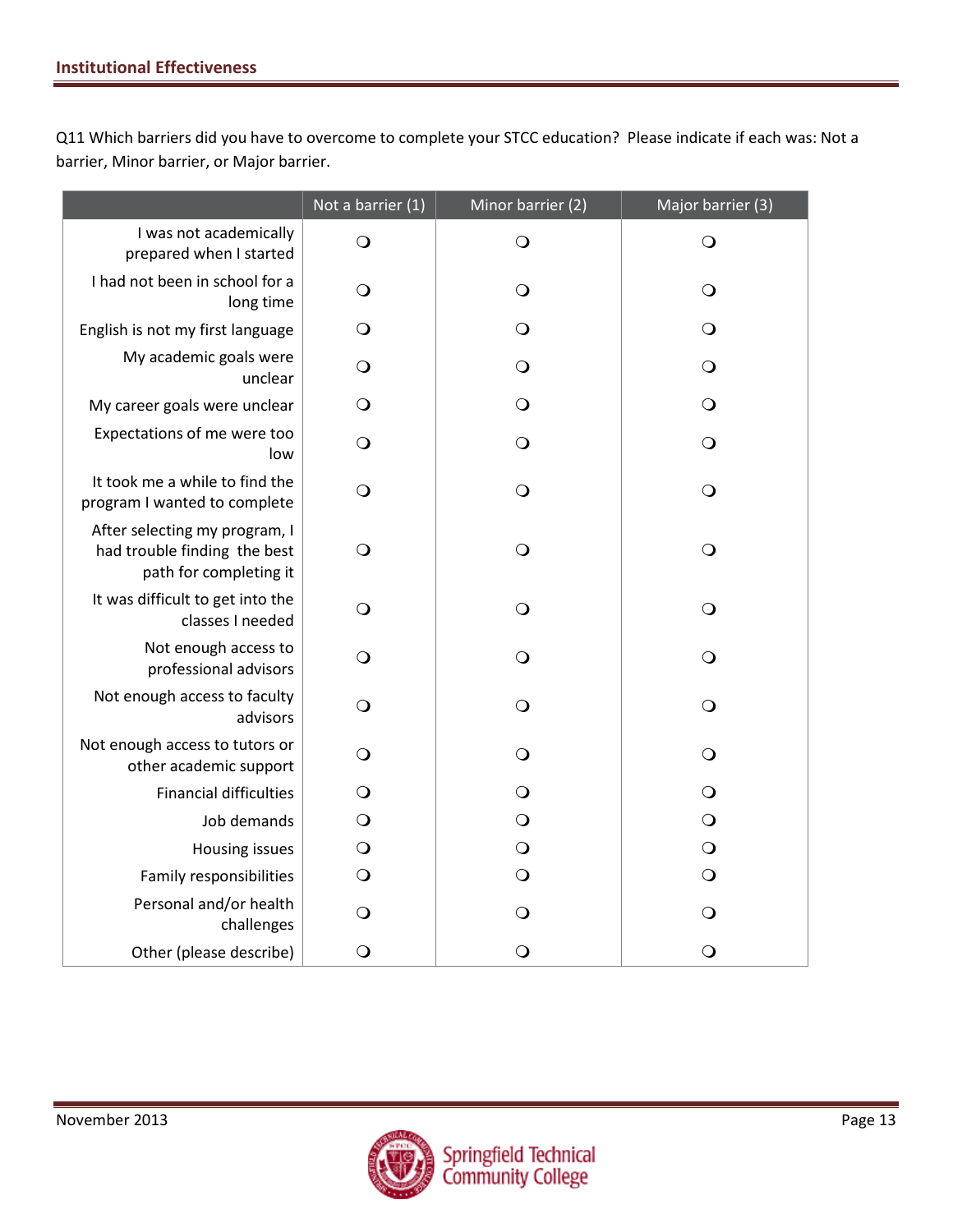Q11 Which barriers did you have to overcome to complete your STCC education? Please indicate if each was: Not a barrier, Minor barrier, or Major barrier.

| | Not a barrier (1) | Minor barrier (2) | Major barrier (3) |
|---|---|---|---|
| I was not academically prepared when I started | ❍ | ❍ | ❍ |
| I had not been in school for a long time | ❍ | ❍ | ❍ |
| English is not my first language | ❍ | ❍ | ❍ |
| My academic goals were unclear | ❍ | ❍ | ❍ |
| My career goals were unclear | ❍ | ❍ | ❍ |
| Expectations of me were too low | ❍ | ❍ | ❍ |
| It took me a while to find the program I wanted to complete | ❍ | ❍ | ❍ |
| After selecting my program, I had trouble finding the best path for completing it | ❍ | ❍ | ❍ |
| It was difficult to get into the classes I needed | ❍ | ❍ | ❍ |
| Not enough access to professional advisors | ❍ | ❍ | ❍ |
| Not enough access to faculty advisors | ❍ | ❍ | ❍ |
| Not enough access to tutors or other academic support | ❍ | ❍ | ❍ |
| Financial difficulties | ❍ | ❍ | ❍ |
| Job demands | ❍ | ❍ | ❍ |
| Housing issues | ❍ | ❍ | ❍ |
| Family responsibilities | ❍ | ❍ | ❍ |
| Personal and/or health challenges | ❍ | ❍ | ❍ |
| Other (please describe) | ❍ | ❍ | ❍ |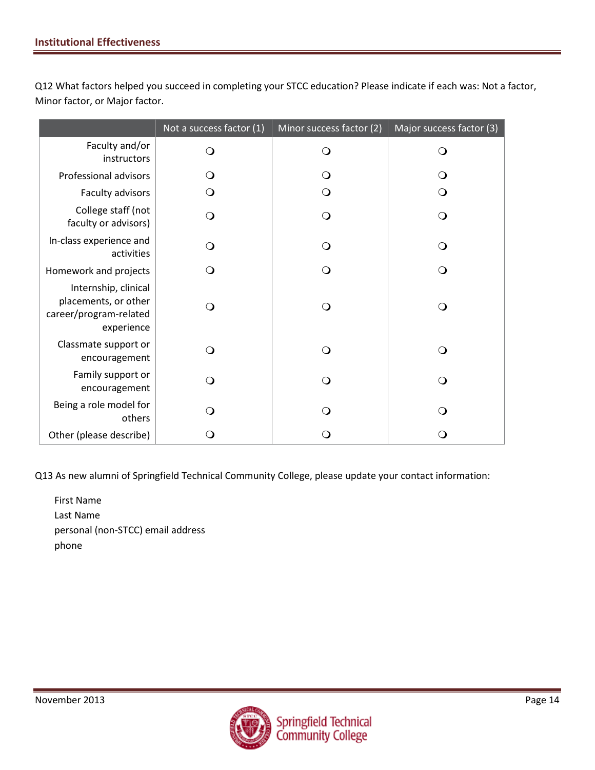Q12 What factors helped you succeed in completing your STCC education? Please indicate if each was: Not a factor, Minor factor, or Major factor.

| | Not a success factor (1) | Minor success factor (2) | Major success factor (3) |
|---|---|---|---|
| Faculty and/or instructors | ❍ | ❍ | ❍ |
| Professional advisors | ❍ | ❍ | ❍ |
| Faculty advisors | ❍ | ❍ | ❍ |
| College staff (not faculty or advisors) | ❍ | ❍ | ❍ |
| In-class experience and activities | ❍ | ❍ | ❍ |
| Homework and projects | ❍ | ❍ | ❍ |
| Internship, clinical placements, or other career/program-related experience | ❍ | ❍ | ❍ |
| Classmate support or encouragement | ❍ | ❍ | ❍ |
| Family support or encouragement | ❍ | ❍ | ❍ |
| Being a role model for others | ❍ | ❍ | ❍ |
| Other (please describe) | ❍ | ❍ | ❍ |

Q13 As new alumni of Springfield Technical Community College, please update your contact information:

First Name
Last Name
personal (non-STCC) email address
phone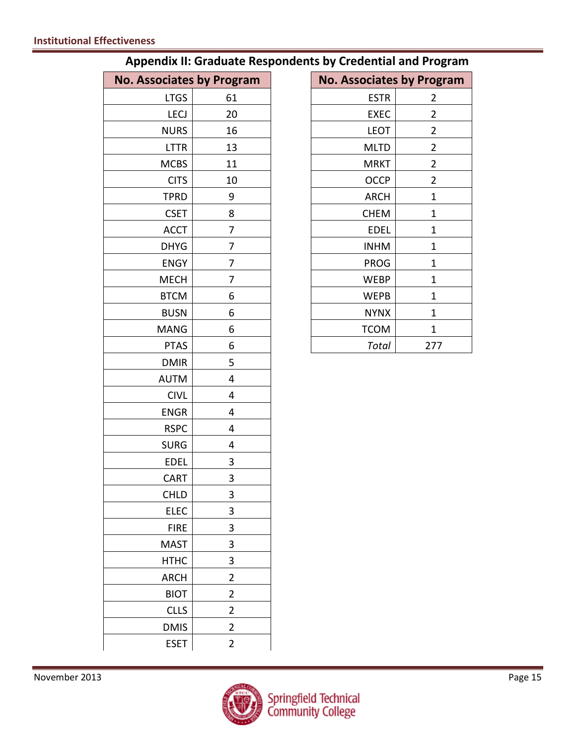## Appendix II: Graduate Respondents by Credential and Program

| No. Associates by Program | |
|---|---|
| LTGS | 61 |
| LECJ | 20 |
| NURS | 16 |
| LTTR | 13 |
| MCBS | 11 |
| CITS | 10 |
| TPRD | 9 |
| CSET | 8 |
| ACCT | 7 |
| DHYG | 7 |
| ENGY | 7 |
| MECH | 7 |
| BTCM | 6 |
| BUSN | 6 |
| MANG | 6 |
| PTAS | 6 |
| DMIR | 5 |
| AUTM | 4 |
| CIVL | 4 |
| ENGR | 4 |
| RSPC | 4 |
| SURG | 4 |
| EDEL | 3 |
| CART | 3 |
| CHLD | 3 |
| ELEC | 3 |
| FIRE | 3 |
| MAST | 3 |
| HTHC | 3 |
| ARCH | 2 |
| BIOT | 2 |
| CLLS | 2 |
| DMIS | 2 |
| ESET | 2 |
| ESTR | 2 |
| EXEC | 2 |
| LEOT | 2 |
| MLTD | 2 |
| MRKT | 2 |
| OCCP | 2 |
| ARCH | 1 |
| CHEM | 1 |
| EDEL | 1 |
| INHM | 1 |
| PROG | 1 |
| WEBP | 1 |
| WEPB | 1 |
| NYNX | 1 |
| TCOM | 1 |
| *Total* | 277 |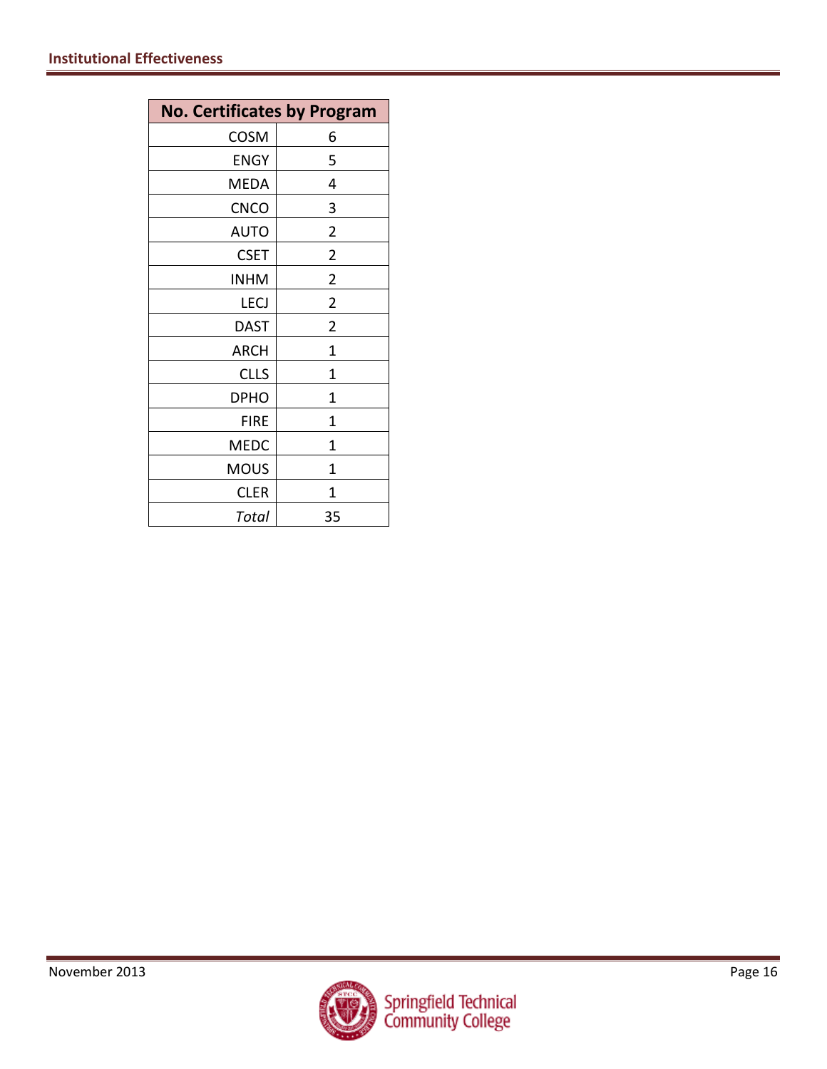| No. Certificates by Program | |
|---|---|
| COSM | 6 |
| ENGY | 5 |
| MEDA | 4 |
| CNCO | 3 |
| AUTO | 2 |
| CSET | 2 |
| INHM | 2 |
| LECJ | 2 |
| DAST | 2 |
| ARCH | 1 |
| CLLS | 1 |
| DPHO | 1 |
| FIRE | 1 |
| MEDC | 1 |
| MOUS | 1 |
| CLER | 1 |
| *Total* | 35 |